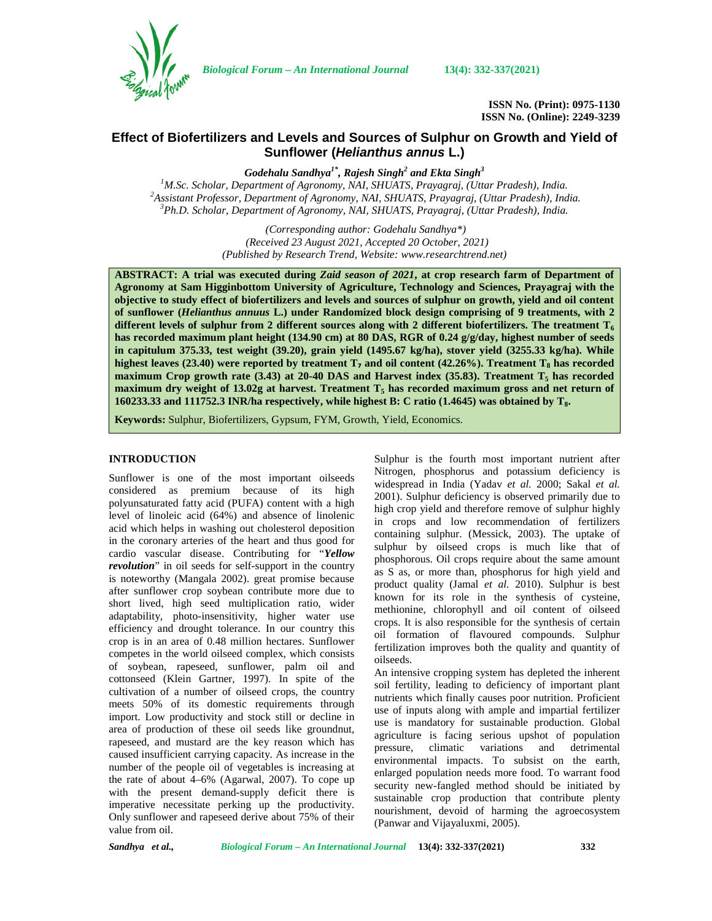# Effect of Biofertilizers and Levels and Sources of Sulphur on Growth and Yield of Sunflower (*Helianthus annus* L.)

***Godehalu Sandhya[1*], Rajesh Singh[2] and Ekta Singh[3]***

[1]*M.Sc. Scholar, Department of Agronomy, NAI, SHUATS, Prayagraj, (Uttar Pradesh), India.*
[2]*Assistant Professor, Department of Agronomy, NAI, SHUATS, Prayagraj, (Uttar Pradesh), India.*
[3]*Ph.D. Scholar, Department of Agronomy, NAI, SHUATS, Prayagraj, (Uttar Pradesh), India.*

*(Corresponding author: Godehalu Sandhya\*)*
*(Received 23 August 2021, Accepted 20 October, 2021)*
*(Published by Research Trend, Website: www.researchtrend.net)*

**ABSTRACT: A trial was executed during *Zaid season of 2021*, at crop research farm of Department of Agronomy at Sam Higginbottom University of Agriculture, Technology and Sciences, Prayagraj with the objective to study effect of biofertilizers and levels and sources of sulphur on growth, yield and oil content of sunflower (*Helianthus annuus* L.) under Randomized block design comprising of 9 treatments, with 2 different levels of sulphur from 2 different sources along with 2 different biofertilizers. The treatment $T_6$ has recorded maximum plant height (134.90 cm) at 80 DAS, RGR of 0.24 g/g/day, highest number of seeds in capitulum 375.33, test weight (39.20), grain yield (1495.67 kg/ha), stover yield (3255.33 kg/ha). While highest leaves (23.40) were reported by treatment $T_7$ and oil content (42.26%). Treatment $T_8$ has recorded maximum Crop growth rate (3.43) at 20-40 DAS and Harvest index (35.83). Treatment $T_5$ has recorded maximum dry weight of 13.02g at harvest. Treatment $T_5$ has recorded maximum gross and net return of 160233.33 and 111752.3 INR/ha respectively, while highest B: C ratio (1.4645) was obtained by $T_8$.**

**Keywords:** Sulphur, Biofertilizers, Gypsum, FYM, Growth, Yield, Economics.

## INTRODUCTION

Sunflower is one of the most important oilseeds considered as premium because of its high polyunsaturated fatty acid (PUFA) content with a high level of linoleic acid (64%) and absence of linolenic acid which helps in washing out cholesterol deposition in the coronary arteries of the heart and thus good for cardio vascular disease. Contributing for "***Yellow revolution***" in oil seeds for self-support in the country is noteworthy (Mangala 2002). great promise because after sunflower crop soybean contribute more due to short lived, high seed multiplication ratio, wider adaptability, photo-insensitivity, higher water use efficiency and drought tolerance. In our country this crop is in an area of 0.48 million hectares. Sunflower competes in the world oilseed complex, which consists of soybean, rapeseed, sunflower, palm oil and cottonseed (Klein Gartner, 1997). In spite of the cultivation of a number of oilseed crops, the country meets 50% of its domestic requirements through import. Low productivity and stock still or decline in area of production of these oil seeds like groundnut, rapeseed, and mustard are the key reason which has caused insufficient carrying capacity. As increase in the number of the people oil of vegetables is increasing at the rate of about 4–6% (Agarwal, 2007). To cope up with the present demand-supply deficit there is imperative necessitate perking up the productivity. Only sunflower and rapeseed derive about 75% of their value from oil.

Sulphur is the fourth most important nutrient after Nitrogen, phosphorus and potassium deficiency is widespread in India (Yadav *et al.* 2000; Sakal *et al.* 2001). Sulphur deficiency is observed primarily due to high crop yield and therefore remove of sulphur highly in crops and low recommendation of fertilizers containing sulphur. (Messick, 2003). The uptake of sulphur by oilseed crops is much like that of phosphorous. Oil crops require about the same amount as S as, or more than, phosphorus for high yield and product quality (Jamal *et al.* 2010). Sulphur is best known for its role in the synthesis of cysteine, methionine, chlorophyll and oil content of oilseed crops. It is also responsible for the synthesis of certain oil formation of flavoured compounds. Sulphur fertilization improves both the quality and quantity of oilseeds.

An intensive cropping system has depleted the inherent soil fertility, leading to deficiency of important plant nutrients which finally causes poor nutrition. Proficient use of inputs along with ample and impartial fertilizer use is mandatory for sustainable production. Global agriculture is facing serious upshot of population pressure, climatic variations and detrimental environmental impacts. To subsist on the earth, enlarged population needs more food. To warrant food security new-fangled method should be initiated by sustainable crop production that contribute plenty nourishment, devoid of harming the agroecosystem (Panwar and Vijayaluxmi, 2005).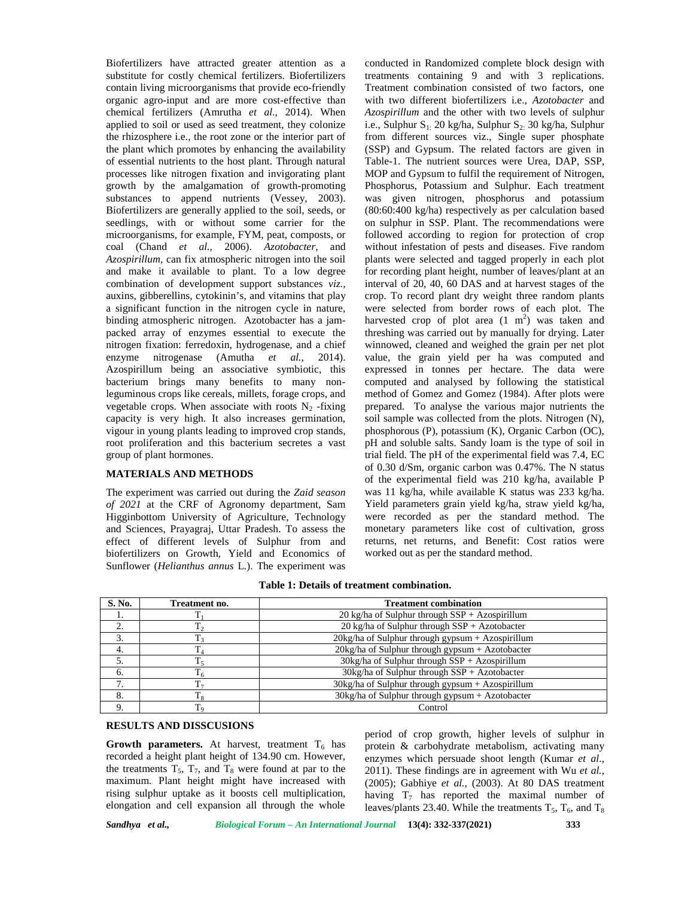Biofertilizers have attracted greater attention as a substitute for costly chemical fertilizers. Biofertilizers contain living microorganisms that provide eco-friendly organic agro-input and are more cost-effective than chemical fertilizers (Amrutha *et al*., 2014). When applied to soil or used as seed treatment, they colonize the rhizosphere i.e., the root zone or the interior part of the plant which promotes by enhancing the availability of essential nutrients to the host plant. Through natural processes like nitrogen fixation and invigorating plant growth by the amalgamation of growth-promoting substances to append nutrients (Vessey, 2003). Biofertilizers are generally applied to the soil, seeds, or seedlings, with or without some carrier for the microorganisms, for example, FYM, peat, composts, or coal (Chand *et al.,* 2006). *Azotobacter,* and *Azospirillum,* can fix atmospheric nitrogen into the soil and make it available to plant. To a low degree combination of development support substances *viz.,* auxins, gibberellins, cytokinin's, and vitamins that play a significant function in the nitrogen cycle in nature, binding atmospheric nitrogen. Azotobacter has a jam-packed array of enzymes essential to execute the nitrogen fixation: ferredoxin, hydrogenase, and a chief enzyme nitrogenase (Amutha *et al.,* 2014). Azospirillum being an associative symbiotic, this bacterium brings many benefits to many non-leguminous crops like cereals, millets, forage crops, and vegetable crops. When associate with roots $N_2$ -fixing capacity is very high. It also increases germination, vigour in young plants leading to improved crop stands, root proliferation and this bacterium secretes a vast group of plant hormones.

## MATERIALS AND METHODS

The experiment was carried out during the *Zaid season of 2021* at the CRF of Agronomy department, Sam Higginbottom University of Agriculture, Technology and Sciences, Prayagraj, Uttar Pradesh. To assess the effect of different levels of Sulphur from and biofertilizers on Growth, Yield and Economics of Sunflower (*Helianthus annus* L.). The experiment was conducted in Randomized complete block design with treatments containing 9 and with 3 replications. Treatment combination consisted of two factors, one with two different biofertilizers i.e., *Azotobacter* and *Azospirillum* and the other with two levels of sulphur i.e., Sulphur $S_1$: 20 kg/ha, Sulphur $S_2$: 30 kg/ha, Sulphur from different sources viz., Single super phosphate (SSP) and Gypsum. The related factors are given in Table-1. The nutrient sources were Urea, DAP, SSP, MOP and Gypsum to fulfil the requirement of Nitrogen, Phosphorus, Potassium and Sulphur. Each treatment was given nitrogen, phosphorus and potassium (80:60:400 kg/ha) respectively as per calculation based on sulphur in SSP. Plant. The recommendations were followed according to region for protection of crop without infestation of pests and diseases. Five random plants were selected and tagged properly in each plot for recording plant height, number of leaves/plant at an interval of 20, 40, 60 DAS and at harvest stages of the crop. To record plant dry weight three random plants were selected from border rows of each plot. The harvested crop of plot area (1 $m^2$) was taken and threshing was carried out by manually for drying. Later winnowed, cleaned and weighed the grain per net plot value, the grain yield per ha was computed and expressed in tonnes per hectare. The data were computed and analysed by following the statistical method of Gomez and Gomez (1984). After plots were prepared. To analyse the various major nutrients the soil sample was collected from the plots. Nitrogen (N), phosphorous (P), potassium (K), Organic Carbon (OC), pH and soluble salts. Sandy loam is the type of soil in trial field. The pH of the experimental field was 7.4, EC of 0.30 d/Sm, organic carbon was 0.47%. The N status of the experimental field was 210 kg/ha, available P was 11 kg/ha, while available K status was 233 kg/ha. Yield parameters grain yield kg/ha, straw yield kg/ha, were recorded as per the standard method. The monetary parameters like cost of cultivation, gross returns, net returns, and Benefit: Cost ratios were worked out as per the standard method.

**Table 1: Details of treatment combination.**

| S. No. | Treatment no. | Treatment combination |
|---|---|---|
| 1. | $T_1$ | 20 kg/ha of Sulphur through SSP + Azospirillum |
| 2. | $T_2$ | 20 kg/ha of Sulphur through SSP + Azotobacter |
| 3. | $T_3$ | 20kg/ha of Sulphur through gypsum + Azospirillum |
| 4. | $T_4$ | 20kg/ha of Sulphur through gypsum + Azotobacter |
| 5. | $T_5$ | 30kg/ha of Sulphur through SSP + Azospirillum |
| 6. | $T_6$ | 30kg/ha of Sulphur through SSP + Azotobacter |
| 7. | $T_7$ | 30kg/ha of Sulphur through gypsum + Azospirillum |
| 8. | $T_8$ | 30kg/ha of Sulphur through gypsum + Azotobacter |
| 9. | $T_9$ | Control |

## RESULTS AND DISSCUSIONS

**Growth parameters.** At harvest, treatment $T_6$ has recorded a height plant height of 134.90 cm. However, the treatments $T_5$, $T_7$, and $T_8$ were found at par to the maximum. Plant height might have increased with rising sulphur uptake as it boosts cell multiplication, elongation and cell expansion all through the whole period of crop growth, higher levels of sulphur in protein & carbohydrate metabolism, activating many enzymes which persuade shoot length (Kumar *et al*., 2011). These findings are in agreement with Wu *et al.,* (2005); Gabhiye *et al.,* (2003). At 80 DAS treatment having $T_7$ has reported the maximal number of leaves/plants 23.40. While the treatments $T_5$, $T_6$, and $T_8$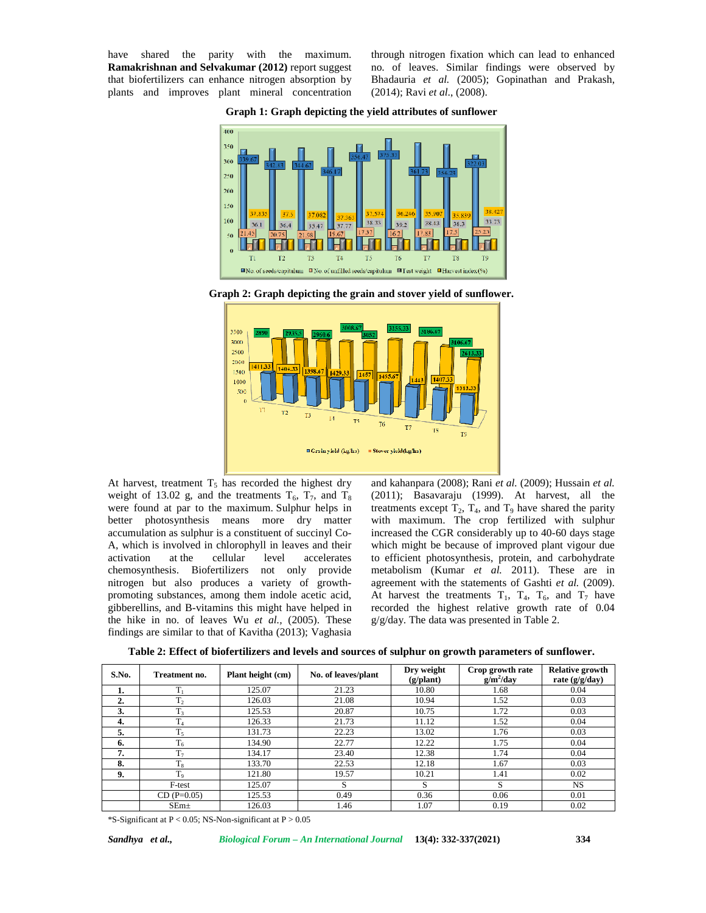have shared the parity with the maximum. **Ramakrishnan and Selvakumar (2012)** report suggest that biofertilizers can enhance nitrogen absorption by plants and improves plant mineral concentration through nitrogen fixation which can lead to enhanced no. of leaves. Similar findings were observed by Bhadauria *et al.* (2005); Gopinathan and Prakash, (2014); Ravi *et al.*, (2008).

**Graph 1: Graph depicting the yield attributes of sunflower**

**Graph 2: Graph depicting the grain and stover yield of sunflower.**

At harvest, treatment $T_5$ has recorded the highest dry weight of 13.02 g, and the treatments $T_6$, $T_7$, and $T_8$ were found at par to the maximum. Sulphur helps in better photosynthesis means more dry matter accumulation as sulphur is a constituent of succinyl Co-A, which is involved in chlorophyll in leaves and their activation at the cellular level accelerates chemosynthesis. Biofertilizers not only provide nitrogen but also produces a variety of growth-promoting substances, among them indole acetic acid, gibberellins, and B-vitamins this might have helped in the hike in no. of leaves Wu *et al.*, (2005). These findings are similar to that of Kavitha (2013); Vaghasia and kahanpara (2008); Rani *et al.* (2009); Hussain *et al.* (2011); Basavaraju (1999). At harvest, all the treatments except $T_2$, $T_4$, and $T_9$ have shared the parity with maximum. The crop fertilized with sulphur increased the CGR considerably up to 40-60 days stage which might be because of improved plant vigour due to efficient photosynthesis, protein, and carbohydrate metabolism (Kumar *et al.* 2011). These are in agreement with the statements of Gashti *et al.* (2009). At harvest the treatments $T_1$, $T_4$, $T_6$, and $T_7$ have recorded the highest relative growth rate of 0.04 g/g/day. The data was presented in Table 2.

**Table 2: Effect of biofertilizers and levels and sources of sulphur on growth parameters of sunflower.**

| S.No. | Treatment no. | Plant height (cm) | No. of leaves/plant | Dry weight (g/plant) | Crop growth rate $g/m^2$/day | Relative growth rate (g/g/day) |
|---|---|---|---|---|---|---|
| **1.** | $T_1$ | 125.07 | 21.23 | 10.80 | 1.68 | 0.04 |
| **2.** | $T_2$ | 126.03 | 21.08 | 10.94 | 1.52 | 0.03 |
| **3.** | $T_3$ | 125.53 | 20.87 | 10.75 | 1.72 | 0.03 |
| **4.** | $T_4$ | 126.33 | 21.73 | 11.12 | 1.52 | 0.04 |
| **5.** | $T_5$ | 131.73 | 22.23 | 13.02 | 1.76 | 0.03 |
| **6.** | $T_6$ | 134.90 | 22.77 | 12.22 | 1.75 | 0.04 |
| **7.** | $T_7$ | 134.17 | 23.40 | 12.38 | 1.74 | 0.04 |
| **8.** | $T_8$ | 133.70 | 22.53 | 12.18 | 1.67 | 0.03 |
| **9.** | $T_9$ | 121.80 | 19.57 | 10.21 | 1.41 | 0.02 |
| | F-test | 125.07 | S | S | S | NS |
| | CD (P=0.05) | 125.53 | 0.49 | 0.36 | 0.06 | 0.01 |
| | SEm± | 126.03 | 1.46 | 1.07 | 0.19 | 0.02 |

*S-Significant at $P < 0.05$; NS-Non-significant at $P > 0.05$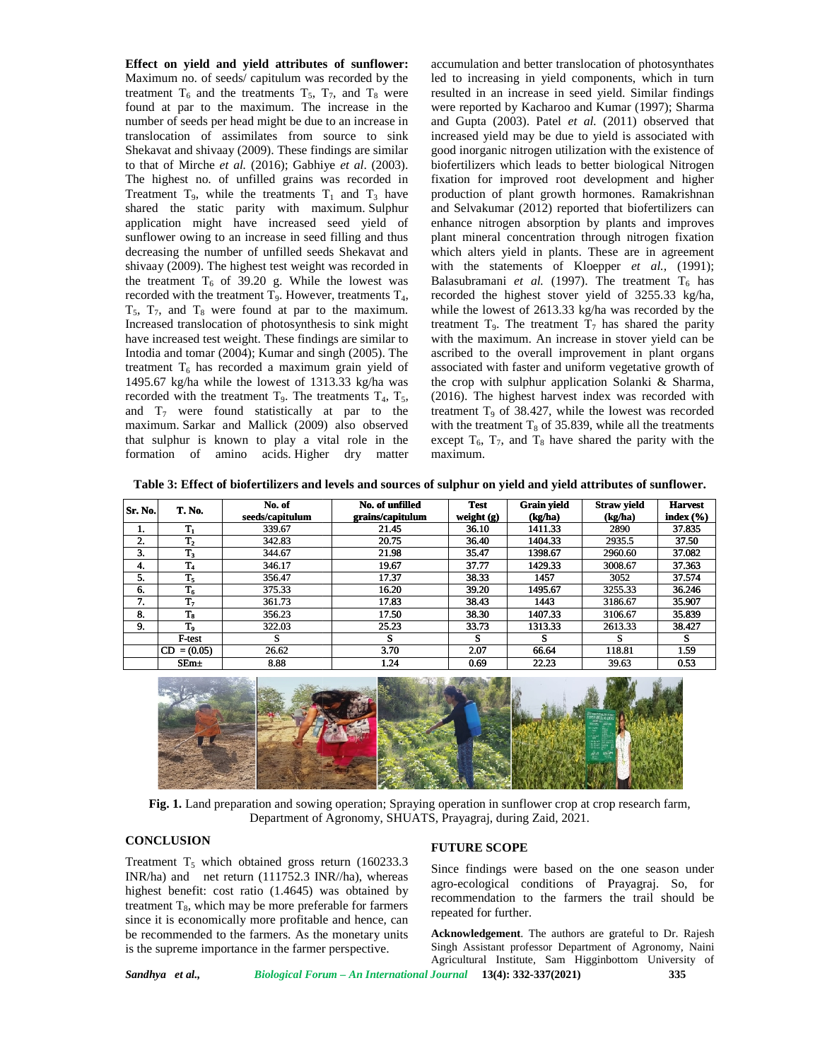**Effect on yield and yield attributes of sunflower:** Maximum no. of seeds/ capitulum was recorded by the treatment $T_6$ and the treatments $T_5$, $T_7$, and $T_8$ were found at par to the maximum. The increase in the number of seeds per head might be due to an increase in translocation of assimilates from source to sink Shekavat and shivaay (2009). These findings are similar to that of Mirche *et al.* (2016); Gabhiye *et al*. (2003). The highest no. of unfilled grains was recorded in Treatment $T_9$, while the treatments $T_1$ and $T_3$ have shared the static parity with maximum. Sulphur application might have increased seed yield of sunflower owing to an increase in seed filling and thus decreasing the number of unfilled seeds Shekavat and shivaay (2009). The highest test weight was recorded in the treatment $T_6$ of 39.20 g. While the lowest was recorded with the treatment $T_9$. However, treatments $T_4$, $T_5$, $T_7$, and $T_8$ were found at par to the maximum. Increased translocation of photosynthesis to sink might have increased test weight. These findings are similar to Intodia and tomar (2004); Kumar and singh (2005). The treatment $T_6$ has recorded a maximum grain yield of 1495.67 kg/ha while the lowest of 1313.33 kg/ha was recorded with the treatment $T_9$. The treatments $T_4$, $T_5$, and $T_7$ were found statistically at par to the maximum. Sarkar and Mallick (2009) also observed that sulphur is known to play a vital role in the formation of amino acids. Higher dry matter accumulation and better translocation of photosynthates led to increasing in yield components, which in turn resulted in an increase in seed yield. Similar findings were reported by Kacharoo and Kumar (1997); Sharma and Gupta (2003). Patel *et al.* (2011) observed that increased yield may be due to yield is associated with good inorganic nitrogen utilization with the existence of biofertilizers which leads to better biological Nitrogen fixation for improved root development and higher production of plant growth hormones. Ramakrishnan and Selvakumar (2012) reported that biofertilizers can enhance nitrogen absorption by plants and improves plant mineral concentration through nitrogen fixation which alters yield in plants. These are in agreement with the statements of Kloepper *et al.,* (1991); Balasubramani *et al.* (1997). The treatment $T_6$ has recorded the highest stover yield of 3255.33 kg/ha, while the lowest of 2613.33 kg/ha was recorded by the treatment $T_9$. The treatment $T_7$ has shared the parity with the maximum. An increase in stover yield can be ascribed to the overall improvement in plant organs associated with faster and uniform vegetative growth of the crop with sulphur application Solanki & Sharma, (2016). The highest harvest index was recorded with treatment $T_9$ of 38.427, while the lowest was recorded with the treatment $T_8$ of 35.839, while all the treatments except $T_6$, $T_7$, and $T_8$ have shared the parity with the maximum.

**Table 3: Effect of biofertilizers and levels and sources of sulphur on yield and yield attributes of sunflower.**

| Sr. No. | T. No. | No. of seeds/capitulum | No. of unfilled grains/capitulum | Test weight (g) | Grain yield (kg/ha) | Straw yield (kg/ha) | Harvest index (%) |
|---|---|---|---|---|---|---|---|
| 1. | $T_1$ | 339.67 | 21.45 | 36.10 | 1411.33 | 2890 | 37.835 |
| 2. | $T_2$ | 342.83 | 20.75 | 36.40 | 1404.33 | 2935.5 | 37.50 |
| 3. | $T_3$ | 344.67 | 21.98 | 35.47 | 1398.67 | 2960.60 | 37.082 |
| 4. | $T_4$ | 346.17 | 19.67 | 37.77 | 1429.33 | 3008.67 | 37.363 |
| 5. | $T_5$ | 356.47 | 17.37 | 38.33 | 1457 | 3052 | 37.574 |
| 6. | $T_6$ | 375.33 | 16.20 | 39.20 | 1495.67 | 3255.33 | 36.246 |
| 7. | $T_7$ | 361.73 | 17.83 | 38.43 | 1443 | 3186.67 | 35.907 |
| 8. | $T_8$ | 356.23 | 17.50 | 38.30 | 1407.33 | 3106.67 | 35.839 |
| 9. | $T_9$ | 322.03 | 25.23 | 33.73 | 1313.33 | 2613.33 | 38.427 |
| | F-test | S | S | S | S | S | S |
| | CD = (0.05) | 26.62 | 3.70 | 2.07 | 66.64 | 118.81 | 1.59 |
| | SEm± | 8.88 | 1.24 | 0.69 | 22.23 | 39.63 | 0.53 |

**Fig. 1.** Land preparation and sowing operation; Spraying operation in sunflower crop at crop research farm, Department of Agronomy, SHUATS, Prayagraj, during Zaid, 2021.

## CONCLUSION

Treatment $T_5$ which obtained gross return (160233.3 INR/ha) and net return (111752.3 INR//ha), whereas highest benefit: cost ratio (1.4645) was obtained by treatment $T_8$, which may be more preferable for farmers since it is economically more profitable and hence, can be recommended to the farmers. As the monetary units is the supreme importance in the farmer perspective.

## FUTURE SCOPE

Since findings were based on the one season under agro-ecological conditions of Prayagraj. So, for recommendation to the farmers the trail should be repeated for further.

**Acknowledgement**. The authors are grateful to Dr. Rajesh Singh Assistant professor Department of Agronomy, Naini Agricultural Institute, Sam Higginbottom University of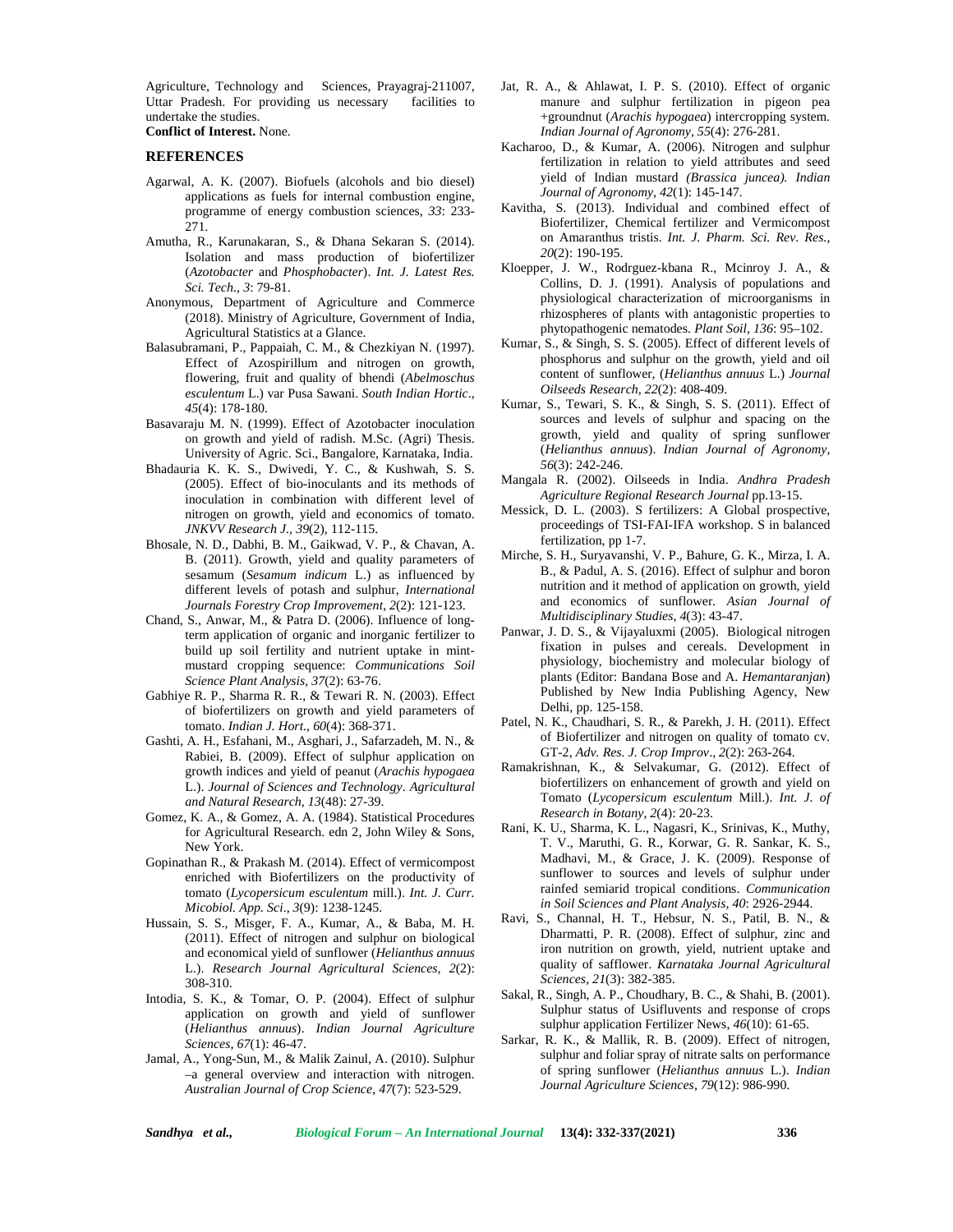Agriculture, Technology and Sciences, Prayagraj-211007, Uttar Pradesh. For providing us necessary facilities to undertake the studies.

**Conflict of Interest.** None.

## REFERENCES

Agarwal, A. K. (2007). Biofuels (alcohols and bio diesel) applications as fuels for internal combustion engine, programme of energy combustion sciences, *33*: 233-271.

Amutha, R., Karunakaran, S., & Dhana Sekaran S. (2014). Isolation and mass production of biofertilizer (*Azotobacter* and *Phosphobacter*). *Int. J. Latest Res. Sci. Tech., 3*: 79-81.

Anonymous, Department of Agriculture and Commerce (2018). Ministry of Agriculture, Government of India, Agricultural Statistics at a Glance.

Balasubramani, P., Pappaiah, C. M., & Chezkiyan N. (1997). Effect of Azospirillum and nitrogen on growth, flowering, fruit and quality of bhendi (*Abelmoschus esculentum* L.) var Pusa Sawani. *South Indian Hortic*., *45*(4): 178-180.

Basavaraju M. N. (1999). Effect of Azotobacter inoculation on growth and yield of radish. M.Sc. (Agri) Thesis. University of Agric. Sci., Bangalore, Karnataka, India.

Bhadauria K. K. S., Dwivedi, Y. C., & Kushwah, S. S. (2005). Effect of bio-inoculants and its methods of inoculation in combination with different level of nitrogen on growth, yield and economics of tomato. *JNKVV Research J., 39*(2), 112-115.

Bhosale, N. D., Dabhi, B. M., Gaikwad, V. P., & Chavan, A. B. (2011). Growth, yield and quality parameters of sesamum (*Sesamum indicum* L.) as influenced by different levels of potash and sulphur, *International Journals Forestry Crop Improvement*, *2*(2): 121-123.

Chand, S., Anwar, M., & Patra D. (2006). Influence of long-term application of organic and inorganic fertilizer to build up soil fertility and nutrient uptake in mint-mustard cropping sequence: *Communications Soil Science Plant Analysis, 37*(2): 63-76.

Gabhiye R. P., Sharma R. R., & Tewari R. N. (2003). Effect of biofertilizers on growth and yield parameters of tomato. *Indian J. Hort., 60*(4): 368-371.

Gashti, A. H., Esfahani, M., Asghari, J., Safarzadeh, M. N., & Rabiei, B. (2009). Effect of sulphur application on growth indices and yield of peanut (*Arachis hypogaea* L.). *Journal of Sciences and Technology*. *Agricultural and Natural Research*, *13*(48): 27-39.

Gomez, K. A., & Gomez, A. A. (1984). Statistical Procedures for Agricultural Research. edn 2, John Wiley & Sons, New York.

Gopinathan R., & Prakash M. (2014). Effect of vermicompost enriched with Biofertilizers on the productivity of tomato (*Lycopersicum esculentum* mill.). *Int. J. Curr. Micobiol. App. Sci*., *3*(9): 1238-1245.

Hussain, S. S., Misger, F. A., Kumar, A., & Baba, M. H. (2011). Effect of nitrogen and sulphur on biological and economical yield of sunflower (*Helianthus annuus* L.). *Research Journal Agricultural Sciences, 2*(2): 308-310.

Intodia, S. K., & Tomar, O. P. (2004). Effect of sulphur application on growth and yield of sunflower (*Helianthus annuus*). *Indian Journal Agriculture Sciences, 67*(1): 46-47.

Jamal, A., Yong-Sun, M., & Malik Zainul, A. (2010). Sulphur –a general overview and interaction with nitrogen. *Australian Journal of Crop Science*, *47*(7): 523-529.

Jat, R. A., & Ahlawat, I. P. S. (2010). Effect of organic manure and sulphur fertilization in pigeon pea +groundnut (*Arachis hypogaea*) intercropping system. *Indian Journal of Agronomy, 55*(4): 276-281.

Kacharoo, D., & Kumar, A. (2006). Nitrogen and sulphur fertilization in relation to yield attributes and seed yield of Indian mustard *(Brassica juncea). Indian Journal of Agronomy*, *42*(1): 145-147.

Kavitha, S. (2013). Individual and combined effect of Biofertilizer, Chemical fertilizer and Vermicompost on Amaranthus tristis. *Int. J. Pharm. Sci. Rev. Res., 20*(2): 190-195.

Kloepper, J. W., Rodrguez-kbana R., Mcinroy J. A., & Collins, D. J. (1991). Analysis of populations and physiological characterization of microorganisms in rhizospheres of plants with antagonistic properties to phytopathogenic nematodes. *Plant Soil*, *136*: 95–102.

Kumar, S., & Singh, S. S. (2005). Effect of different levels of phosphorus and sulphur on the growth, yield and oil content of sunflower, (*Helianthus annuus* L.) *Journal Oilseeds Research, 22*(2): 408-409.

Kumar, S., Tewari, S. K., & Singh, S. S. (2011). Effect of sources and levels of sulphur and spacing on the growth, yield and quality of spring sunflower (*Helianthus annuus*). *Indian Journal of Agronomy*, *56*(3): 242-246.

Mangala R. (2002). Oilseeds in India. *Andhra Pradesh Agriculture Regional Research Journal* pp.13-15.

Messick, D. L. (2003). S fertilizers: A Global prospective, proceedings of TSI-FAI-IFA workshop. S in balanced fertilization, pp 1-7.

Mirche, S. H., Suryavanshi, V. P., Bahure, G. K., Mirza, I. A. B., & Padul, A. S. (2016). Effect of sulphur and boron nutrition and it method of application on growth, yield and economics of sunflower. *Asian Journal of Multidisciplinary Studies, 4*(3): 43-47.

Panwar, J. D. S., & Vijayaluxmi (2005). Biological nitrogen fixation in pulses and cereals. Development in physiology, biochemistry and molecular biology of plants (Editor: Bandana Bose and A. *Hemantaranjan*) Published by New India Publishing Agency, New Delhi, pp. 125-158.

Patel, N. K., Chaudhari, S. R., & Parekh, J. H. (2011). Effect of Biofertilizer and nitrogen on quality of tomato cv. GT-2, *Adv. Res. J. Crop Improv*., *2*(2): 263-264.

Ramakrishnan, K., & Selvakumar, G. (2012). Effect of biofertilizers on enhancement of growth and yield on Tomato (*Lycopersicum esculentum* Mill.). *Int. J. of Research in Botany, 2*(4): 20-23.

Rani, K. U., Sharma, K. L., Nagasri, K., Srinivas, K., Muthy, T. V., Maruthi, G. R., Korwar, G. R. Sankar, K. S., Madhavi, M., & Grace, J. K. (2009). Response of sunflower to sources and levels of sulphur under rainfed semiarid tropical conditions. *Communication in Soil Sciences and Plant Analysis, 40*: 2926-2944.

Ravi, S., Channal, H. T., Hebsur, N. S., Patil, B. N., & Dharmatti, P. R. (2008). Effect of sulphur, zinc and iron nutrition on growth, yield, nutrient uptake and quality of safflower. *Karnataka Journal Agricultural Sciences, 21*(3): 382-385.

Sakal, R., Singh, A. P., Choudhary, B. C., & Shahi, B. (2001). Sulphur status of Usifluvents and response of crops sulphur application Fertilizer News, *46*(10): 61-65.

Sarkar, R. K., & Mallik, R. B. (2009). Effect of nitrogen, sulphur and foliar spray of nitrate salts on performance of spring sunflower (*Helianthus annuus* L.). *Indian Journal Agriculture Sciences*, *79*(12): 986-990.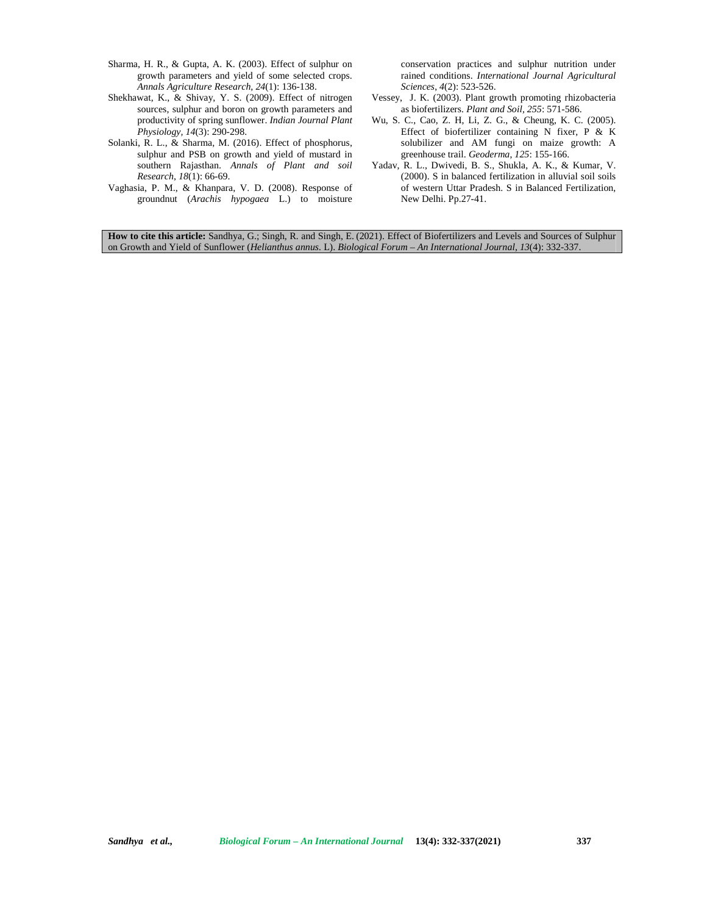Sharma, H. R., & Gupta, A. K. (2003). Effect of sulphur on growth parameters and yield of some selected crops. *Annals Agriculture Research, 24*(1): 136-138.

Shekhawat, K., & Shivay, Y. S. (2009). Effect of nitrogen sources, sulphur and boron on growth parameters and productivity of spring sunflower. *Indian Journal Plant Physiology, 14*(3): 290-298.

Solanki, R. L., & Sharma, M. (2016). Effect of phosphorus, sulphur and PSB on growth and yield of mustard in southern Rajasthan. *Annals of Plant and soil Research, 18*(1): 66-69.

Vaghasia, P. M., & Khanpara, V. D. (2008). Response of groundnut (*Arachis hypogaea* L.) to moisture conservation practices and sulphur nutrition under rained conditions. *International Journal Agricultural Sciences, 4*(2): 523-526.

Vessey, J. K. (2003). Plant growth promoting rhizobacteria as biofertilizers. *Plant and Soil, 255*: 571-586.

Wu, S. C., Cao, Z. H, Li, Z. G., & Cheung, K. C. (2005). Effect of biofertilizer containing N fixer, P & K solubilizer and AM fungi on maize growth: A greenhouse trail. *Geoderma, 125*: 155-166.

Yadav, R. L., Dwivedi, B. S., Shukla, A. K., & Kumar, V. (2000). S in balanced fertilization in alluvial soil soils of western Uttar Pradesh. S in Balanced Fertilization, New Delhi. Pp.27-41.

**How to cite this article:** Sandhya, G.; Singh, R. and Singh, E. (2021). Effect of Biofertilizers and Levels and Sources of Sulphur on Growth and Yield of Sunflower (*Helianthus annus*. L). *Biological Forum – An International Journal, 13*(4): 332-337.